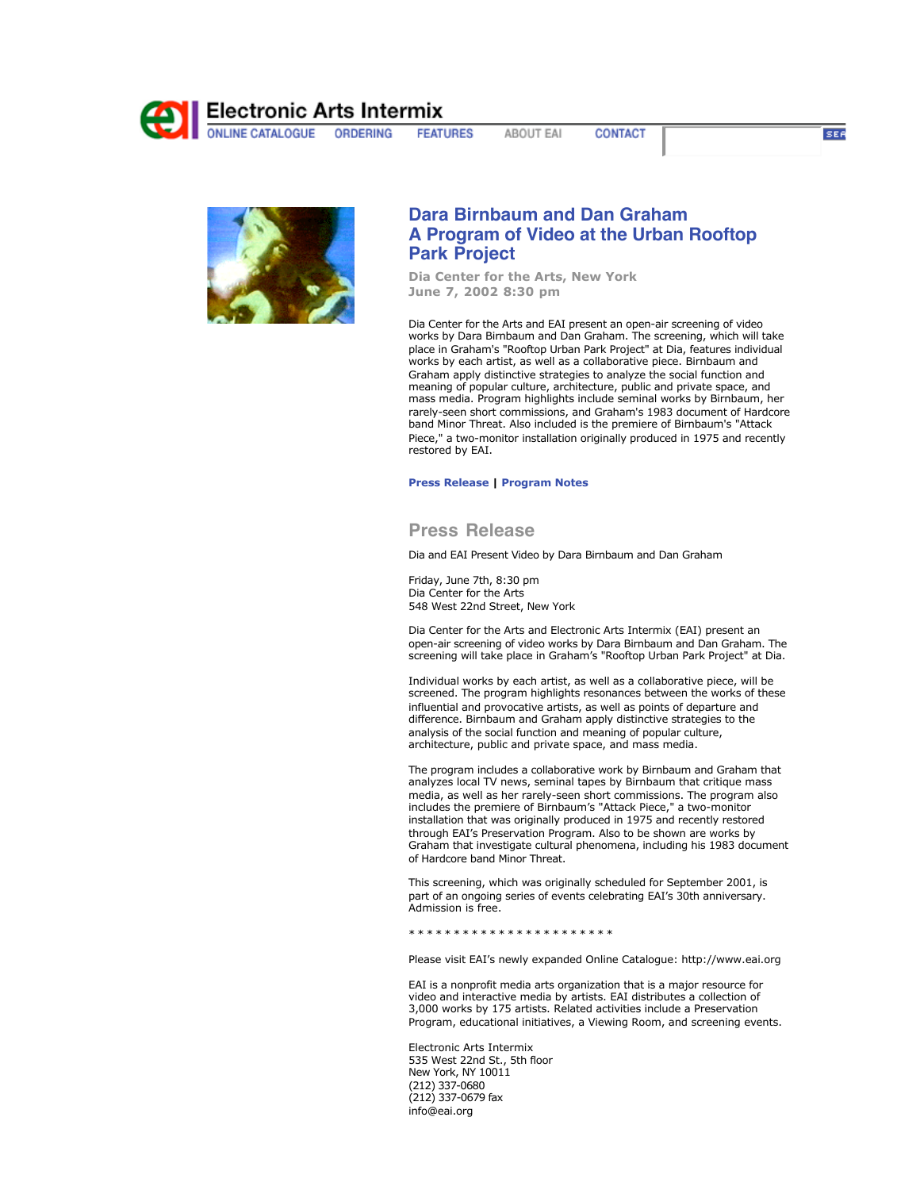Electronic Arts Intermix

ONLINE CATALOGUE ORDERING FEATURES ABOUT EAI CONTACT

# Dara Birnbaum and Dan Graham
# A Program of Video at the Urban Rooftop Park Project

**Dia Center for the Arts, New York**
**June 7, 2002 8:30 pm**

Dia Center for the Arts and EAI present an open-air screening of video works by Dara Birnbaum and Dan Graham. The screening, which will take place in Graham's "Rooftop Urban Park Project" at Dia, features individual works by each artist, as well as a collaborative piece. Birnbaum and Graham apply distinctive strategies to analyze the social function and meaning of popular culture, architecture, public and private space, and mass media. Program highlights include seminal works by Birnbaum, her rarely-seen short commissions, and Graham's 1983 document of Hardcore band Minor Threat. Also included is the premiere of Birnbaum's "Attack Piece," a two-monitor installation originally produced in 1975 and recently restored by EAI.

**Press Release** | **Program Notes**

## Press Release

Dia and EAI Present Video by Dara Birnbaum and Dan Graham

Friday, June 7th, 8:30 pm
Dia Center for the Arts
548 West 22nd Street, New York

Dia Center for the Arts and Electronic Arts Intermix (EAI) present an open-air screening of video works by Dara Birnbaum and Dan Graham. The screening will take place in Graham's "Rooftop Urban Park Project" at Dia.

Individual works by each artist, as well as a collaborative piece, will be screened. The program highlights resonances between the works of these influential and provocative artists, as well as points of departure and difference. Birnbaum and Graham apply distinctive strategies to the analysis of the social function and meaning of popular culture, architecture, public and private space, and mass media.

The program includes a collaborative work by Birnbaum and Graham that analyzes local TV news, seminal tapes by Birnbaum that critique mass media, as well as her rarely-seen short commissions. The program also includes the premiere of Birnbaum's "Attack Piece," a two-monitor installation that was originally produced in 1975 and recently restored through EAI's Preservation Program. Also to be shown are works by Graham that investigate cultural phenomena, including his 1983 document of Hardcore band Minor Threat.

This screening, which was originally scheduled for September 2001, is part of an ongoing series of events celebrating EAI's 30th anniversary. Admission is free.

\* \* \* \* \* \* \* \* \* \* \* \* \* \* \* \* \* \* \* \* \* \* \*

Please visit EAI's newly expanded Online Catalogue: http://www.eai.org

EAI is a nonprofit media arts organization that is a major resource for video and interactive media by artists. EAI distributes a collection of 3,000 works by 175 artists. Related activities include a Preservation Program, educational initiatives, a Viewing Room, and screening events.

Electronic Arts Intermix
535 West 22nd St., 5th floor
New York, NY 10011
(212) 337-0680
(212) 337-0679 fax
info@eai.org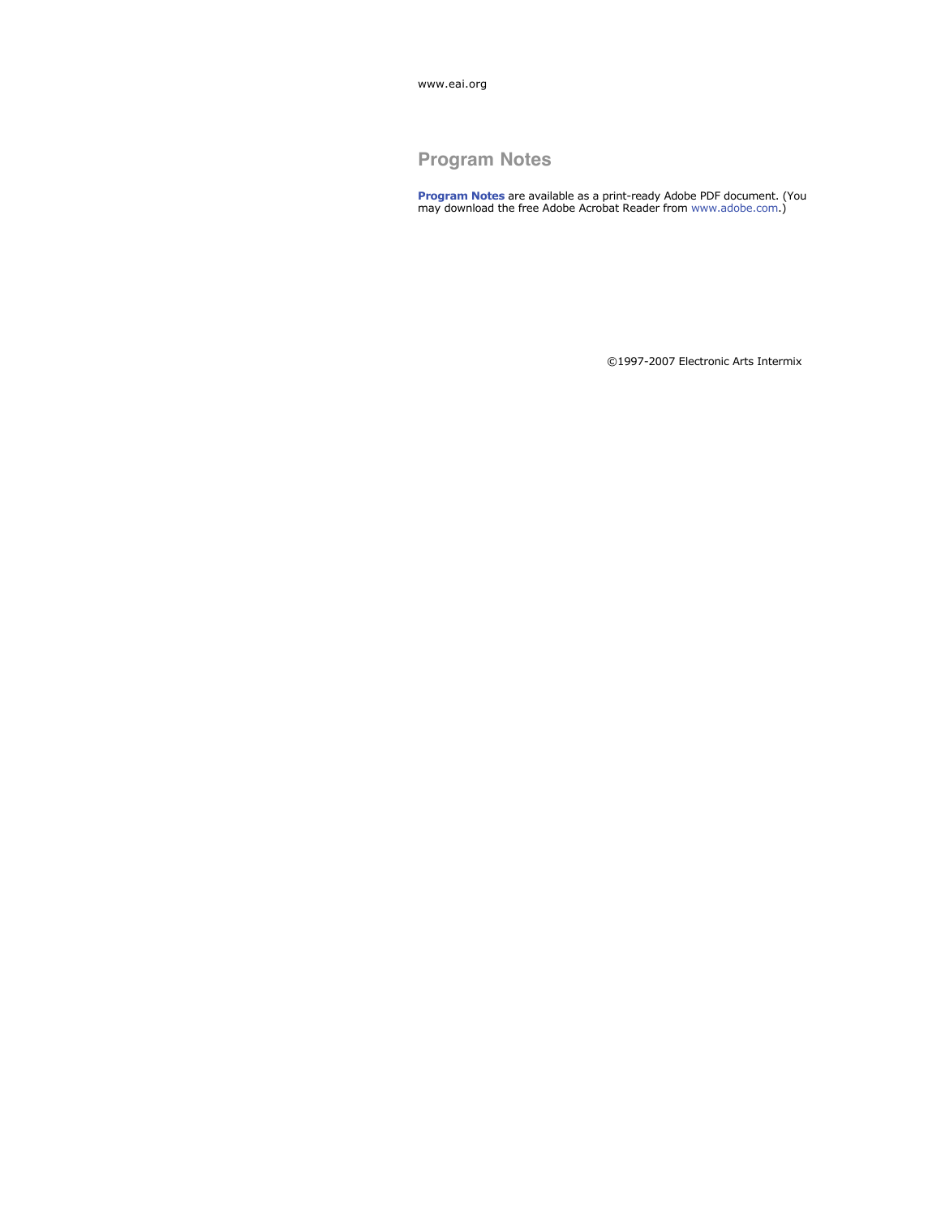www.eai.org

## Program Notes

**Program Notes** are available as a print-ready Adobe PDF document. (You may download the free Adobe Acrobat Reader from www.adobe.com.)

©1997-2007 Electronic Arts Intermix